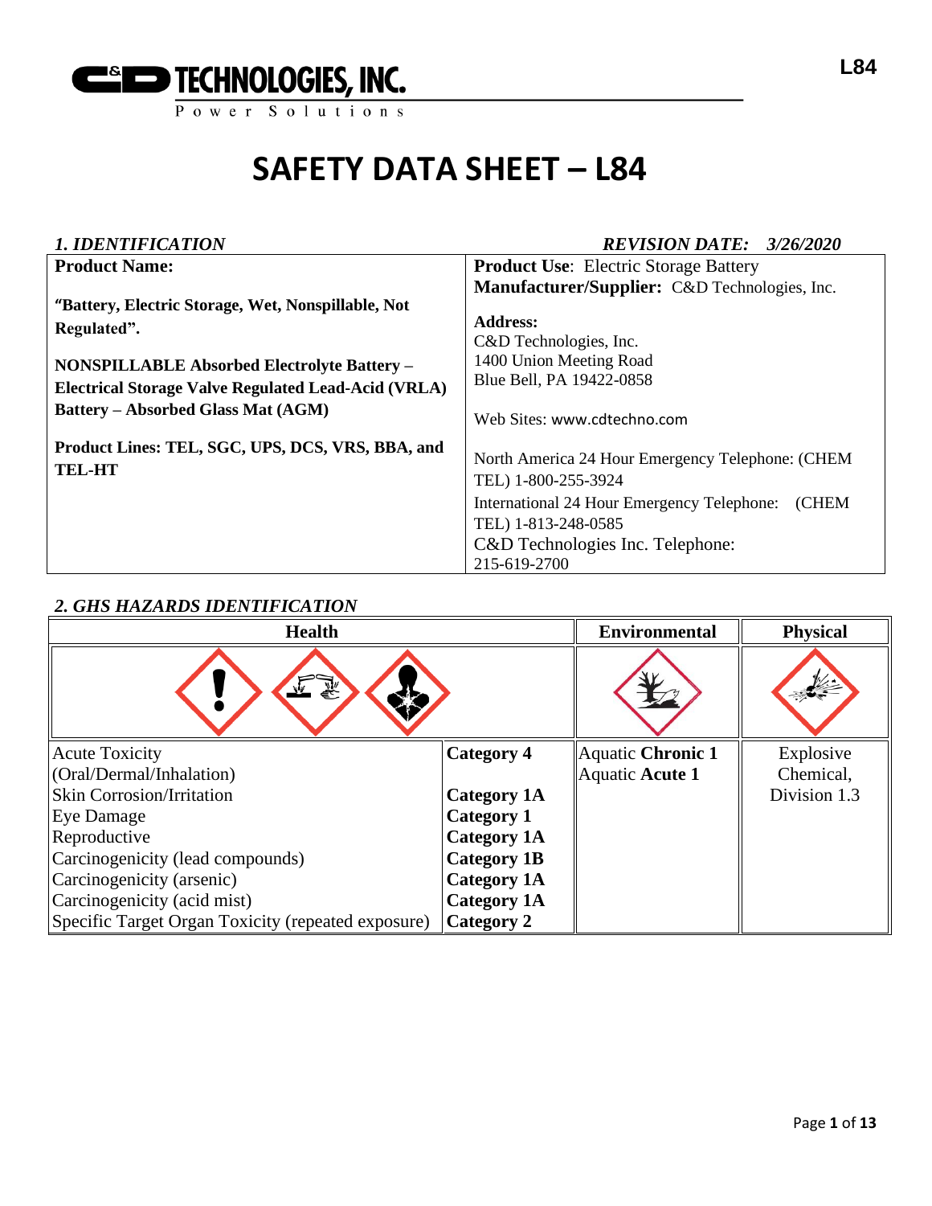C&D TECHNOLOGIES, INC.
Power Solutions

# SAFETY DATA SHEET – L84

## *1. IDENTIFICATION*

*REVISION DATE: 3/26/2020*

| **Product Name:** | **Product Use**: Electric Storage Battery |
| --- | --- |
| "Battery, Electric Storage, Wet, Nonspillable, Not Regulated". | **Manufacturer/Supplier:** C&D Technologies, Inc. |
| **NONSPILLABLE Absorbed Electrolyte Battery – Electrical Storage Valve Regulated Lead-Acid (VRLA) Battery – Absorbed Glass Mat (AGM)** | **Address:** C&D Technologies, Inc. 1400 Union Meeting Road Blue Bell, PA 19422-0858 |
| **Product Lines: TEL, SGC, UPS, DCS, VRS, BBA, and TEL-HT** | Web Sites: www.cdtechno.com |
| | North America 24 Hour Emergency Telephone: (CHEM TEL) 1-800-255-3924 |
| | International 24 Hour Emergency Telephone: (CHEM TEL) 1-813-248-0585 |
| | C&D Technologies Inc. Telephone: 215-619-2700 |

## *2. GHS HAZARDS IDENTIFICATION*

| Health | | Environmental | Physical |
| --- | --- | --- | --- |
| Acute Toxicity (Oral/Dermal/Inhalation) | **Category 4** | Aquatic **Chronic 1** | Explosive Chemical, Division 1.3 |
| Skin Corrosion/Irritation | **Category 1A** | Aquatic **Acute 1** | |
| Eye Damage | **Category 1** | | |
| Reproductive | **Category 1A** | | |
| Carcinogenicity (lead compounds) | **Category 1B** | | |
| Carcinogenicity (arsenic) | **Category 1A** | | |
| Carcinogenicity (acid mist) | **Category 1A** | | |
| Specific Target Organ Toxicity (repeated exposure) | **Category 2** | | |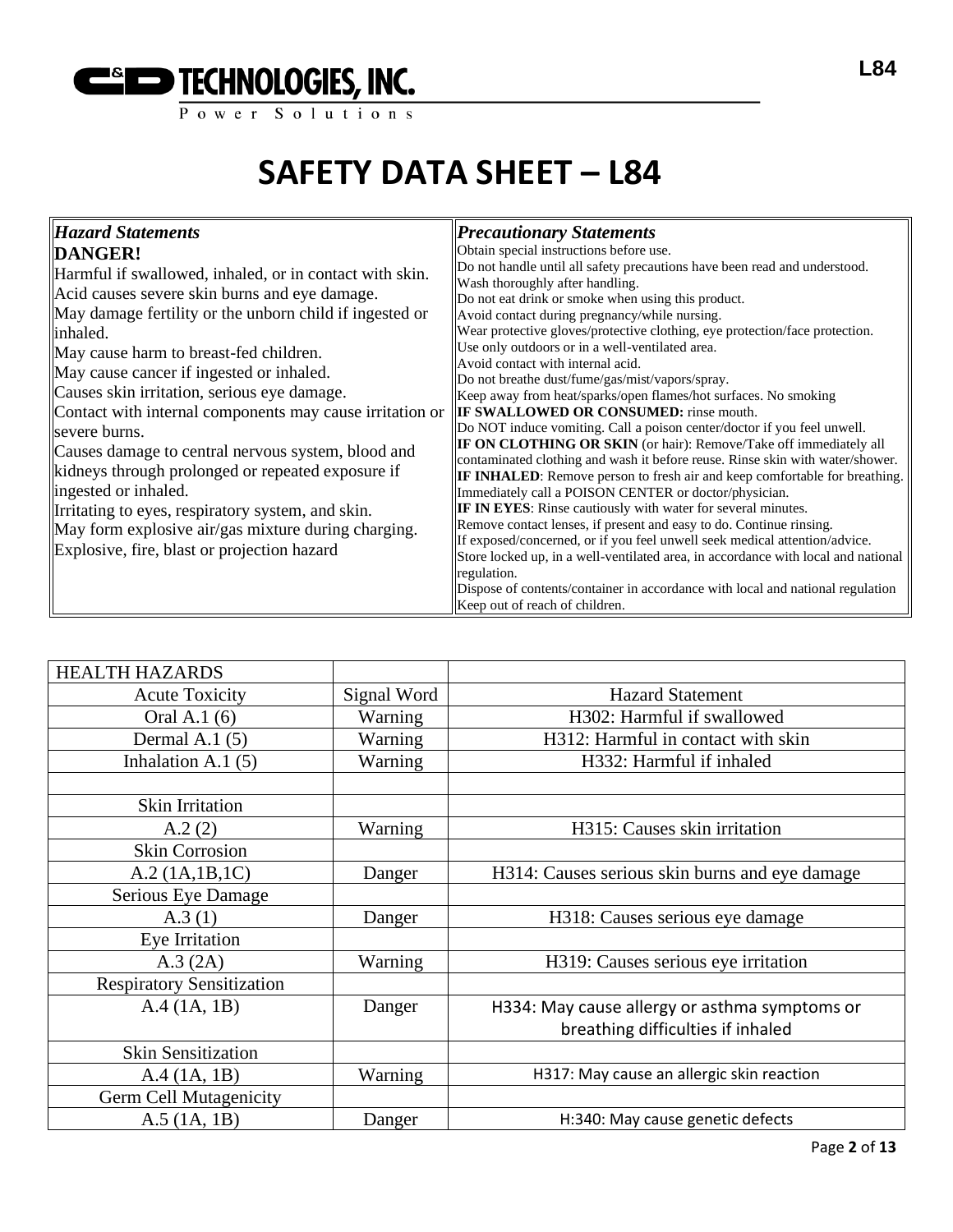# SAFETY DATA SHEET – L84

| *Hazard Statements* | *Precautionary Statements* |
| --- | --- |
| **DANGER!**<br>Harmful if swallowed, inhaled, or in contact with skin.<br>Acid causes severe skin burns and eye damage.<br>May damage fertility or the unborn child if ingested or inhaled.<br>May cause harm to breast-fed children.<br>May cause cancer if ingested or inhaled.<br>Causes skin irritation, serious eye damage.<br>Contact with internal components may cause irritation or severe burns.<br>Causes damage to central nervous system, blood and kidneys through prolonged or repeated exposure if ingested or inhaled.<br>Irritating to eyes, respiratory system, and skin.<br>May form explosive air/gas mixture during charging.<br>Explosive, fire, blast or projection hazard | Obtain special instructions before use.<br>Do not handle until all safety precautions have been read and understood.<br>Wash thoroughly after handling.<br>Do not eat drink or smoke when using this product.<br>Avoid contact during pregnancy/while nursing.<br>Wear protective gloves/protective clothing, eye protection/face protection.<br>Use only outdoors or in a well-ventilated area.<br>Avoid contact with internal acid.<br>Do not breathe dust/fume/gas/mist/vapors/spray.<br>Keep away from heat/sparks/open flames/hot surfaces. No smoking<br>**IF SWALLOWED OR CONSUMED:** rinse mouth.<br>Do NOT induce vomiting. Call a poison center/doctor if you feel unwell.<br>**IF ON CLOTHING OR SKIN** (or hair): Remove/Take off immediately all contaminated clothing and wash it before reuse. Rinse skin with water/shower.<br>**IF INHALED**: Remove person to fresh air and keep comfortable for breathing.<br>Immediately call a POISON CENTER or doctor/physician.<br>**IF IN EYES**: Rinse cautiously with water for several minutes.<br>Remove contact lenses, if present and easy to do. Continue rinsing.<br>If exposed/concerned, or if you feel unwell seek medical attention/advice.<br>Store locked up, in a well-ventilated area, in accordance with local and national regulation.<br>Dispose of contents/container in accordance with local and national regulation<br>Keep out of reach of children. |

| HEALTH HAZARDS | | |
| --- | --- | --- |
| Acute Toxicity | Signal Word | Hazard Statement |
| Oral A.1 (6) | Warning | H302: Harmful if swallowed |
| Dermal A.1 (5) | Warning | H312: Harmful in contact with skin |
| Inhalation A.1 (5) | Warning | H332: Harmful if inhaled |
| | | |
| Skin Irritation | | |
| A.2 (2) | Warning | H315: Causes skin irritation |
| Skin Corrosion | | |
| A.2 (1A,1B,1C) | Danger | H314: Causes serious skin burns and eye damage |
| Serious Eye Damage | | |
| A.3 (1) | Danger | H318: Causes serious eye damage |
| Eye Irritation | | |
| A.3 (2A) | Warning | H319: Causes serious eye irritation |
| Respiratory Sensitization | | |
| A.4 (1A, 1B) | Danger | H334: May cause allergy or asthma symptoms or breathing difficulties if inhaled |
| Skin Sensitization | | |
| A.4 (1A, 1B) | Warning | H317: May cause an allergic skin reaction |
| Germ Cell Mutagenicity | | |
| A.5 (1A, 1B) | Danger | H:340: May cause genetic defects |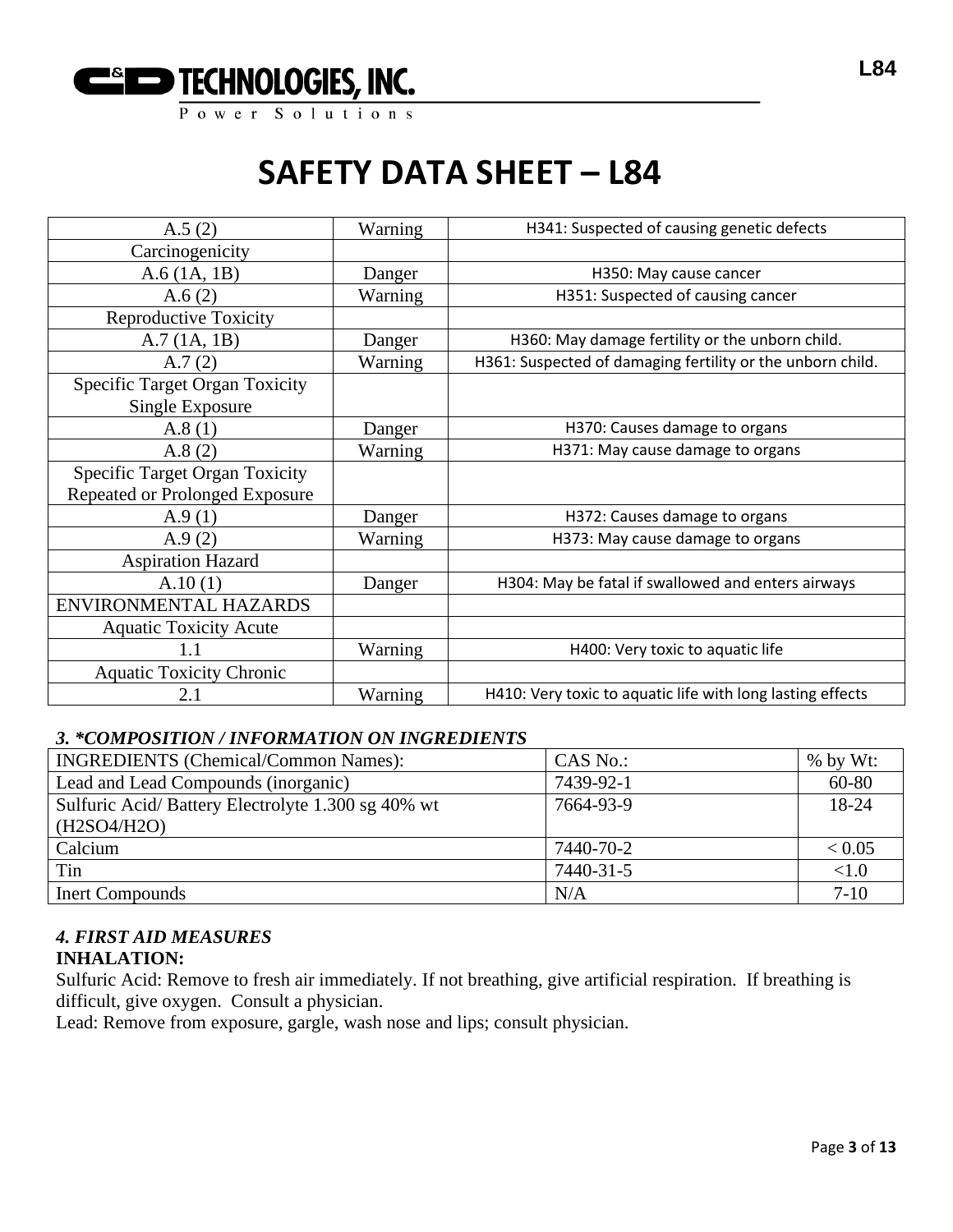# SAFETY DATA SHEET – L84

| | | |
|---|---|---|
| A.5 (2) | Warning | H341: Suspected of causing genetic defects |
| Carcinogenicity | | |
| A.6 (1A, 1B) | Danger | H350: May cause cancer |
| A.6 (2) | Warning | H351: Suspected of causing cancer |
| Reproductive Toxicity | | |
| A.7 (1A, 1B) | Danger | H360: May damage fertility or the unborn child. |
| A.7 (2) | Warning | H361: Suspected of damaging fertility or the unborn child. |
| Specific Target Organ Toxicity Single Exposure | | |
| A.8 (1) | Danger | H370: Causes damage to organs |
| A.8 (2) | Warning | H371: May cause damage to organs |
| Specific Target Organ Toxicity Repeated or Prolonged Exposure | | |
| A.9 (1) | Danger | H372: Causes damage to organs |
| A.9 (2) | Warning | H373: May cause damage to organs |
| Aspiration Hazard | | |
| A.10 (1) | Danger | H304: May be fatal if swallowed and enters airways |
| ENVIRONMENTAL HAZARDS | | |
| Aquatic Toxicity Acute | | |
| 1.1 | Warning | H400: Very toxic to aquatic life |
| Aquatic Toxicity Chronic | | |
| 2.1 | Warning | H410: Very toxic to aquatic life with long lasting effects |

### *3. *COMPOSITION / INFORMATION ON INGREDIENTS*

| INGREDIENTS (Chemical/Common Names): | CAS No.: | % by Wt: |
|---|---|---|
| Lead and Lead Compounds (inorganic) | 7439-92-1 | 60-80 |
| Sulfuric Acid/ Battery Electrolyte 1.300 sg 40% wt ($H_2SO_4/H_2O$) | 7664-93-9 | 18-24 |
| Calcium | 7440-70-2 | < 0.05 |
| Tin | 7440-31-5 | <1.0 |
| Inert Compounds | N/A | 7-10 |

### *4. FIRST AID MEASURES*

**INHALATION:**

Sulfuric Acid: Remove to fresh air immediately. If not breathing, give artificial respiration. If breathing is difficult, give oxygen. Consult a physician.

Lead: Remove from exposure, gargle, wash nose and lips; consult physician.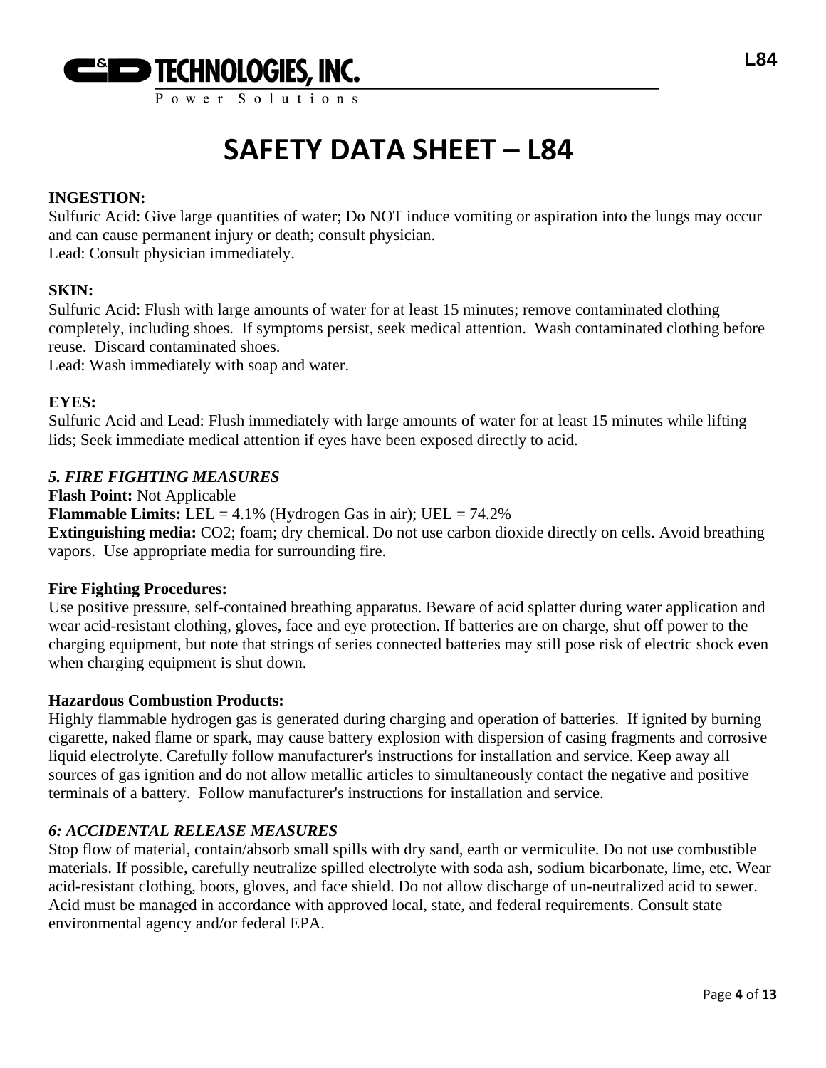**INGESTION:**
Sulfuric Acid: Give large quantities of water; Do NOT induce vomiting or aspiration into the lungs may occur and can cause permanent injury or death; consult physician.
Lead: Consult physician immediately.

**SKIN:**
Sulfuric Acid: Flush with large amounts of water for at least 15 minutes; remove contaminated clothing completely, including shoes. If symptoms persist, seek medical attention. Wash contaminated clothing before reuse. Discard contaminated shoes.
Lead: Wash immediately with soap and water.

**EYES:**
Sulfuric Acid and Lead: Flush immediately with large amounts of water for at least 15 minutes while lifting lids; Seek immediate medical attention if eyes have been exposed directly to acid.

## *5. FIRE FIGHTING MEASURES*

**Flash Point:** Not Applicable
**Flammable Limits:** LEL = 4.1% (Hydrogen Gas in air); UEL = 74.2%
**Extinguishing media:** $CO_2$; foam; dry chemical. Do not use carbon dioxide directly on cells. Avoid breathing vapors. Use appropriate media for surrounding fire.

**Fire Fighting Procedures:**
Use positive pressure, self-contained breathing apparatus. Beware of acid splatter during water application and wear acid-resistant clothing, gloves, face and eye protection. If batteries are on charge, shut off power to the charging equipment, but note that strings of series connected batteries may still pose risk of electric shock even when charging equipment is shut down.

**Hazardous Combustion Products:**
Highly flammable hydrogen gas is generated during charging and operation of batteries. If ignited by burning cigarette, naked flame or spark, may cause battery explosion with dispersion of casing fragments and corrosive liquid electrolyte. Carefully follow manufacturer's instructions for installation and service. Keep away all sources of gas ignition and do not allow metallic articles to simultaneously contact the negative and positive terminals of a battery. Follow manufacturer's instructions for installation and service.

## *6: ACCIDENTAL RELEASE MEASURES*

Stop flow of material, contain/absorb small spills with dry sand, earth or vermiculite. Do not use combustible materials. If possible, carefully neutralize spilled electrolyte with soda ash, sodium bicarbonate, lime, etc. Wear acid-resistant clothing, boots, gloves, and face shield. Do not allow discharge of un-neutralized acid to sewer. Acid must be managed in accordance with approved local, state, and federal requirements. Consult state environmental agency and/or federal EPA.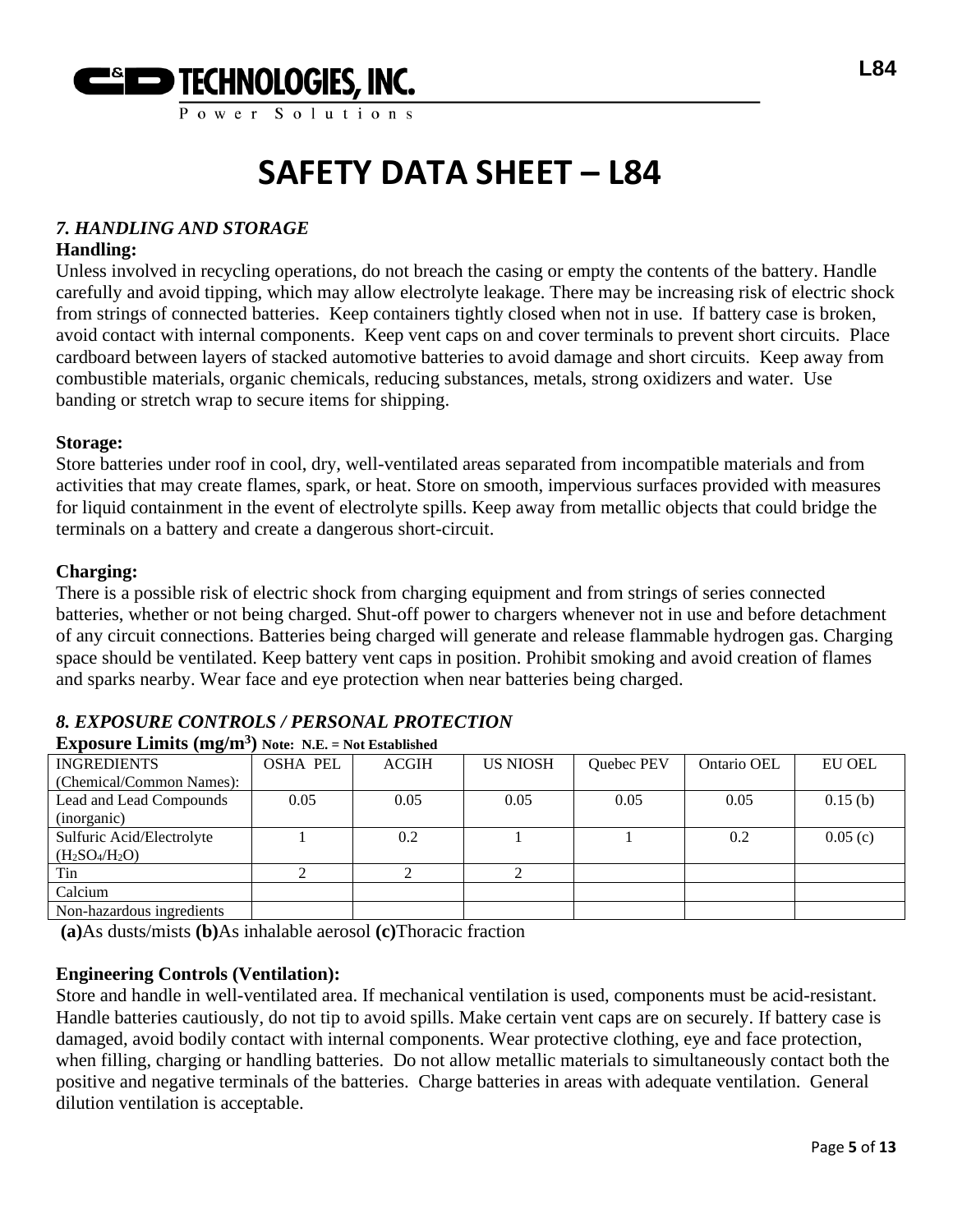# SAFETY DATA SHEET – L84

## *7. HANDLING AND STORAGE*

**Handling:**

Unless involved in recycling operations, do not breach the casing or empty the contents of the battery. Handle carefully and avoid tipping, which may allow electrolyte leakage. There may be increasing risk of electric shock from strings of connected batteries. Keep containers tightly closed when not in use. If battery case is broken, avoid contact with internal components. Keep vent caps on and cover terminals to prevent short circuits. Place cardboard between layers of stacked automotive batteries to avoid damage and short circuits. Keep away from combustible materials, organic chemicals, reducing substances, metals, strong oxidizers and water. Use banding or stretch wrap to secure items for shipping.

**Storage:**

Store batteries under roof in cool, dry, well-ventilated areas separated from incompatible materials and from activities that may create flames, spark, or heat. Store on smooth, impervious surfaces provided with measures for liquid containment in the event of electrolyte spills. Keep away from metallic objects that could bridge the terminals on a battery and create a dangerous short-circuit.

**Charging:**

There is a possible risk of electric shock from charging equipment and from strings of series connected batteries, whether or not being charged. Shut-off power to chargers whenever not in use and before detachment of any circuit connections. Batteries being charged will generate and release flammable hydrogen gas. Charging space should be ventilated. Keep battery vent caps in position. Prohibit smoking and avoid creation of flames and sparks nearby. Wear face and eye protection when near batteries being charged.

## *8. EXPOSURE CONTROLS / PERSONAL PROTECTION*

**Exposure Limits ($mg/m^3$)** **Note: N.E. = Not Established**

| INGREDIENTS (Chemical/Common Names): | OSHA PEL | ACGIH | US NIOSH | Quebec PEV | Ontario OEL | EU OEL |
|---|---|---|---|---|---|---|
| Lead and Lead Compounds (inorganic) | 0.05 | 0.05 | 0.05 | 0.05 | 0.05 | 0.15 (b) |
| Sulfuric Acid/Electrolyte ($H_2SO_4/H_2O$) | 1 | 0.2 | 1 | 1 | 0.2 | 0.05 (c) |
| Tin | 2 | 2 | 2 | | | |
| Calcium | | | | | | |
| Non-hazardous ingredients | | | | | | |

**(a)**As dusts/mists **(b)**As inhalable aerosol **(c)**Thoracic fraction

**Engineering Controls (Ventilation):**

Store and handle in well-ventilated area. If mechanical ventilation is used, components must be acid-resistant. Handle batteries cautiously, do not tip to avoid spills. Make certain vent caps are on securely. If battery case is damaged, avoid bodily contact with internal components. Wear protective clothing, eye and face protection, when filling, charging or handling batteries. Do not allow metallic materials to simultaneously contact both the positive and negative terminals of the batteries. Charge batteries in areas with adequate ventilation. General dilution ventilation is acceptable.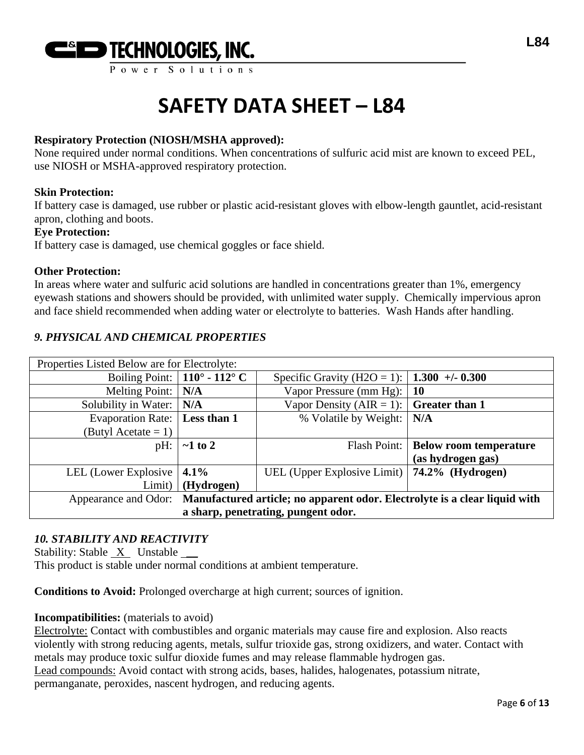# SAFETY DATA SHEET – L84

**Respiratory Protection (NIOSH/MSHA approved):**
None required under normal conditions. When concentrations of sulfuric acid mist are known to exceed PEL, use NIOSH or MSHA-approved respiratory protection.

**Skin Protection:**
If battery case is damaged, use rubber or plastic acid-resistant gloves with elbow-length gauntlet, acid-resistant apron, clothing and boots.

**Eye Protection:**
If battery case is damaged, use chemical goggles or face shield.

**Other Protection:**
In areas where water and sulfuric acid solutions are handled in concentrations greater than 1%, emergency eyewash stations and showers should be provided, with unlimited water supply. Chemically impervious apron and face shield recommended when adding water or electrolyte to batteries. Wash Hands after handling.

## *9. PHYSICAL AND CHEMICAL PROPERTIES*

| Properties Listed Below are for Electrolyte: | | | |
|---|---|---|---|
| Boiling Point: | **110° - 112° C** | Specific Gravity ($H_2O$ = 1): | **1.300 +/- 0.300** |
| Melting Point: | **N/A** | Vapor Pressure (mm Hg): | **10** |
| Solubility in Water: | **N/A** | Vapor Density (AIR = 1): | **Greater than 1** |
| Evaporation Rate: (Butyl Acetate = 1) | **Less than 1** | % Volatile by Weight: | **N/A** |
| pH: | **~1 to 2** | Flash Point: | **Below room temperature (as hydrogen gas)** |
| LEL (Lower Explosive Limit) | **4.1% (Hydrogen)** | UEL (Upper Explosive Limit) | **74.2% (Hydrogen)** |
| Appearance and Odor: | **Manufactured article; no apparent odor. Electrolyte is a clear liquid with a sharp, penetrating, pungent odor.** | | |

## *10. STABILITY AND REACTIVITY*

Stability: Stable X Unstable __
This product is stable under normal conditions at ambient temperature.

**Conditions to Avoid:** Prolonged overcharge at high current; sources of ignition.

**Incompatibilities:** (materials to avoid)
Electrolyte: Contact with combustibles and organic materials may cause fire and explosion. Also reacts violently with strong reducing agents, metals, sulfur trioxide gas, strong oxidizers, and water. Contact with metals may produce toxic sulfur dioxide fumes and may release flammable hydrogen gas.
Lead compounds: Avoid contact with strong acids, bases, halides, halogenates, potassium nitrate, permanganate, peroxides, nascent hydrogen, and reducing agents.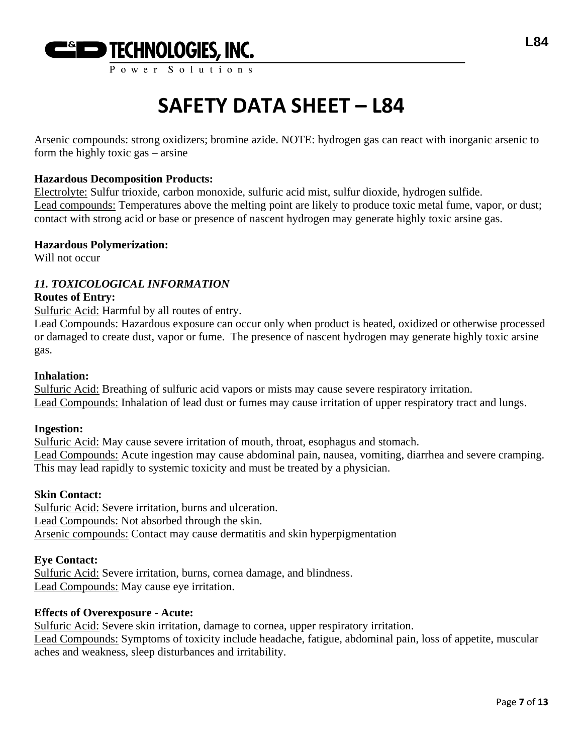Arsenic compounds: strong oxidizers; bromine azide. NOTE: hydrogen gas can react with inorganic arsenic to form the highly toxic gas – arsine

**Hazardous Decomposition Products:**

Electrolyte: Sulfur trioxide, carbon monoxide, sulfuric acid mist, sulfur dioxide, hydrogen sulfide.
Lead compounds: Temperatures above the melting point are likely to produce toxic metal fume, vapor, or dust; contact with strong acid or base or presence of nascent hydrogen may generate highly toxic arsine gas.

**Hazardous Polymerization:**

Will not occur

## *11. TOXICOLOGICAL INFORMATION*

**Routes of Entry:**

Sulfuric Acid: Harmful by all routes of entry.
Lead Compounds: Hazardous exposure can occur only when product is heated, oxidized or otherwise processed or damaged to create dust, vapor or fume. The presence of nascent hydrogen may generate highly toxic arsine gas.

**Inhalation:**

Sulfuric Acid: Breathing of sulfuric acid vapors or mists may cause severe respiratory irritation.
Lead Compounds: Inhalation of lead dust or fumes may cause irritation of upper respiratory tract and lungs.

**Ingestion:**

Sulfuric Acid: May cause severe irritation of mouth, throat, esophagus and stomach.
Lead Compounds: Acute ingestion may cause abdominal pain, nausea, vomiting, diarrhea and severe cramping. This may lead rapidly to systemic toxicity and must be treated by a physician.

**Skin Contact:**

Sulfuric Acid: Severe irritation, burns and ulceration.
Lead Compounds: Not absorbed through the skin.
Arsenic compounds: Contact may cause dermatitis and skin hyperpigmentation

**Eye Contact:**

Sulfuric Acid: Severe irritation, burns, cornea damage, and blindness.
Lead Compounds: May cause eye irritation.

**Effects of Overexposure - Acute:**

Sulfuric Acid: Severe skin irritation, damage to cornea, upper respiratory irritation.
Lead Compounds: Symptoms of toxicity include headache, fatigue, abdominal pain, loss of appetite, muscular aches and weakness, sleep disturbances and irritability.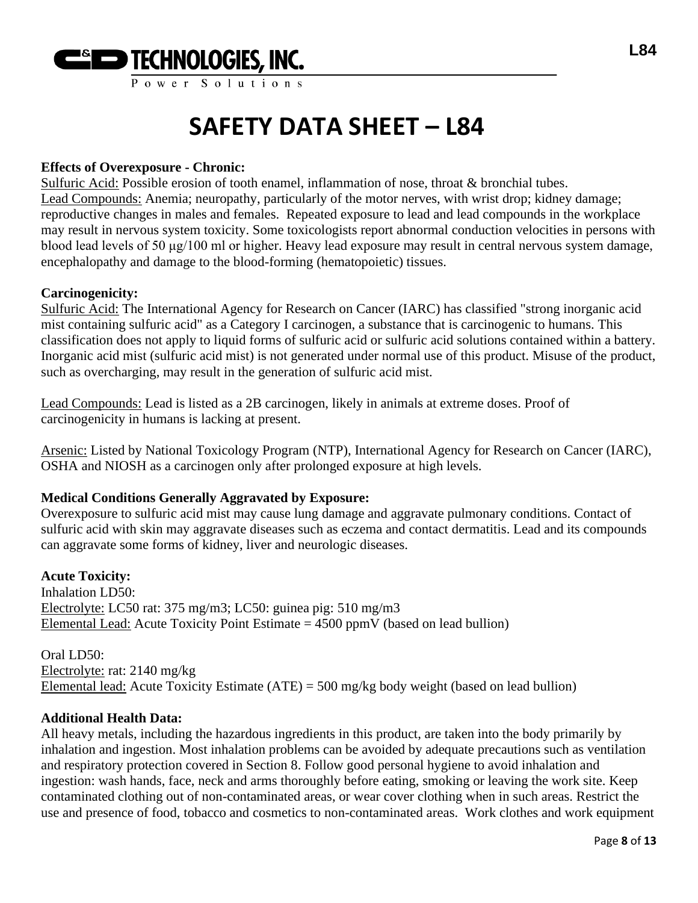# SAFETY DATA SHEET – L84

**Effects of Overexposure - Chronic:**

Sulfuric Acid: Possible erosion of tooth enamel, inflammation of nose, throat & bronchial tubes.
Lead Compounds: Anemia; neuropathy, particularly of the motor nerves, with wrist drop; kidney damage; reproductive changes in males and females. Repeated exposure to lead and lead compounds in the workplace may result in nervous system toxicity. Some toxicologists report abnormal conduction velocities in persons with blood lead levels of 50 μg/100 ml or higher. Heavy lead exposure may result in central nervous system damage, encephalopathy and damage to the blood-forming (hematopoietic) tissues.

**Carcinogenicity:**

Sulfuric Acid: The International Agency for Research on Cancer (IARC) has classified "strong inorganic acid mist containing sulfuric acid" as a Category I carcinogen, a substance that is carcinogenic to humans. This classification does not apply to liquid forms of sulfuric acid or sulfuric acid solutions contained within a battery. Inorganic acid mist (sulfuric acid mist) is not generated under normal use of this product. Misuse of the product, such as overcharging, may result in the generation of sulfuric acid mist.

Lead Compounds: Lead is listed as a 2B carcinogen, likely in animals at extreme doses. Proof of carcinogenicity in humans is lacking at present.

Arsenic: Listed by National Toxicology Program (NTP), International Agency for Research on Cancer (IARC), OSHA and NIOSH as a carcinogen only after prolonged exposure at high levels.

**Medical Conditions Generally Aggravated by Exposure:**

Overexposure to sulfuric acid mist may cause lung damage and aggravate pulmonary conditions. Contact of sulfuric acid with skin may aggravate diseases such as eczema and contact dermatitis. Lead and its compounds can aggravate some forms of kidney, liver and neurologic diseases.

**Acute Toxicity:**

Inhalation LD50:
Electrolyte: LC50 rat: 375 mg/m3; LC50: guinea pig: 510 mg/m3
Elemental Lead: Acute Toxicity Point Estimate = 4500 ppmV (based on lead bullion)

Oral LD50:
Electrolyte: rat: 2140 mg/kg
Elemental lead: Acute Toxicity Estimate (ATE) = 500 mg/kg body weight (based on lead bullion)

**Additional Health Data:**

All heavy metals, including the hazardous ingredients in this product, are taken into the body primarily by inhalation and ingestion. Most inhalation problems can be avoided by adequate precautions such as ventilation and respiratory protection covered in Section 8. Follow good personal hygiene to avoid inhalation and ingestion: wash hands, face, neck and arms thoroughly before eating, smoking or leaving the work site. Keep contaminated clothing out of non-contaminated areas, or wear cover clothing when in such areas. Restrict the use and presence of food, tobacco and cosmetics to non-contaminated areas. Work clothes and work equipment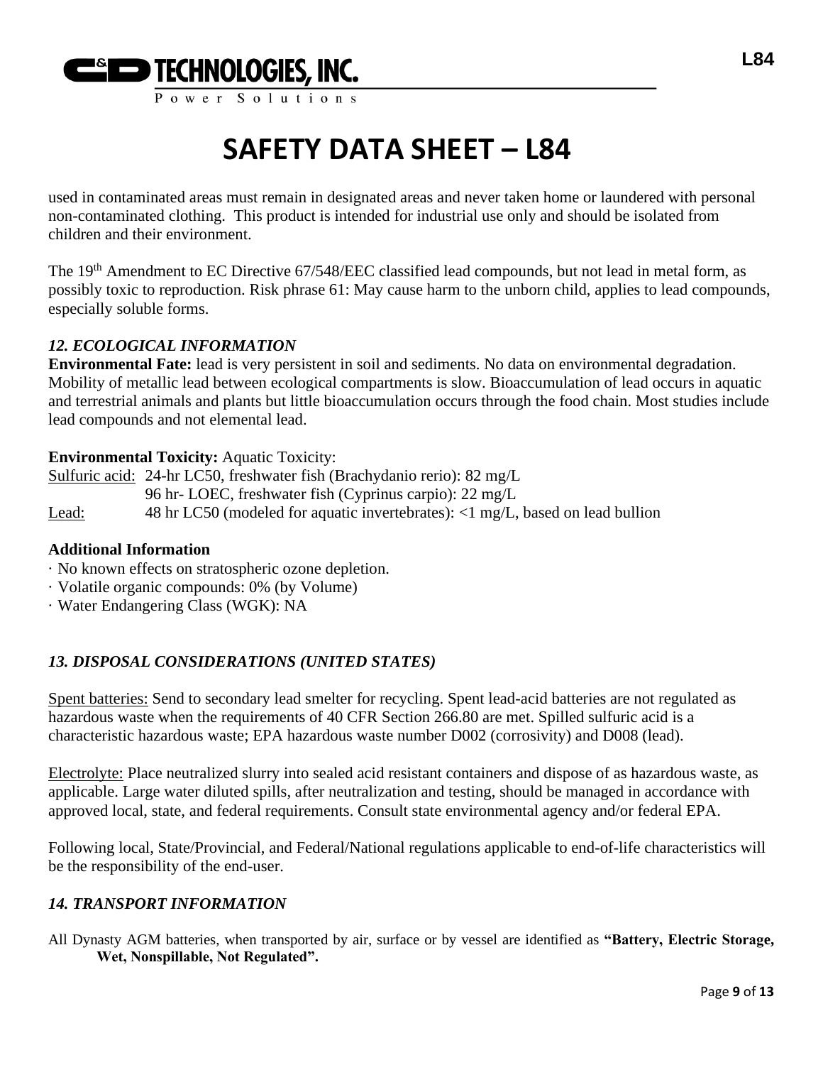used in contaminated areas must remain in designated areas and never taken home or laundered with personal non-contaminated clothing. This product is intended for industrial use only and should be isolated from children and their environment.

The 19th Amendment to EC Directive 67/548/EEC classified lead compounds, but not lead in metal form, as possibly toxic to reproduction. Risk phrase 61: May cause harm to the unborn child, applies to lead compounds, especially soluble forms.

### *12. ECOLOGICAL INFORMATION*

**Environmental Fate:** lead is very persistent in soil and sediments. No data on environmental degradation. Mobility of metallic lead between ecological compartments is slow. Bioaccumulation of lead occurs in aquatic and terrestrial animals and plants but little bioaccumulation occurs through the food chain. Most studies include lead compounds and not elemental lead.

**Environmental Toxicity:** Aquatic Toxicity:

Sulfuric acid: 24-hr LC50, freshwater fish (Brachydanio rerio): 82 mg/L
96 hr- LOEC, freshwater fish (Cyprinus carpio): 22 mg/L

Lead: 48 hr LC50 (modeled for aquatic invertebrates): <1 mg/L, based on lead bullion

**Additional Information**

- No known effects on stratospheric ozone depletion.
- Volatile organic compounds: 0% (by Volume)
- Water Endangering Class (WGK): NA

### *13. DISPOSAL CONSIDERATIONS (UNITED STATES)*

Spent batteries: Send to secondary lead smelter for recycling. Spent lead-acid batteries are not regulated as hazardous waste when the requirements of 40 CFR Section 266.80 are met. Spilled sulfuric acid is a characteristic hazardous waste; EPA hazardous waste number D002 (corrosivity) and D008 (lead).

Electrolyte: Place neutralized slurry into sealed acid resistant containers and dispose of as hazardous waste, as applicable. Large water diluted spills, after neutralization and testing, should be managed in accordance with approved local, state, and federal requirements. Consult state environmental agency and/or federal EPA.

Following local, State/Provincial, and Federal/National regulations applicable to end-of-life characteristics will be the responsibility of the end-user.

### *14. TRANSPORT INFORMATION*

All Dynasty AGM batteries, when transported by air, surface or by vessel are identified as **"Battery, Electric Storage, Wet, Nonspillable, Not Regulated".**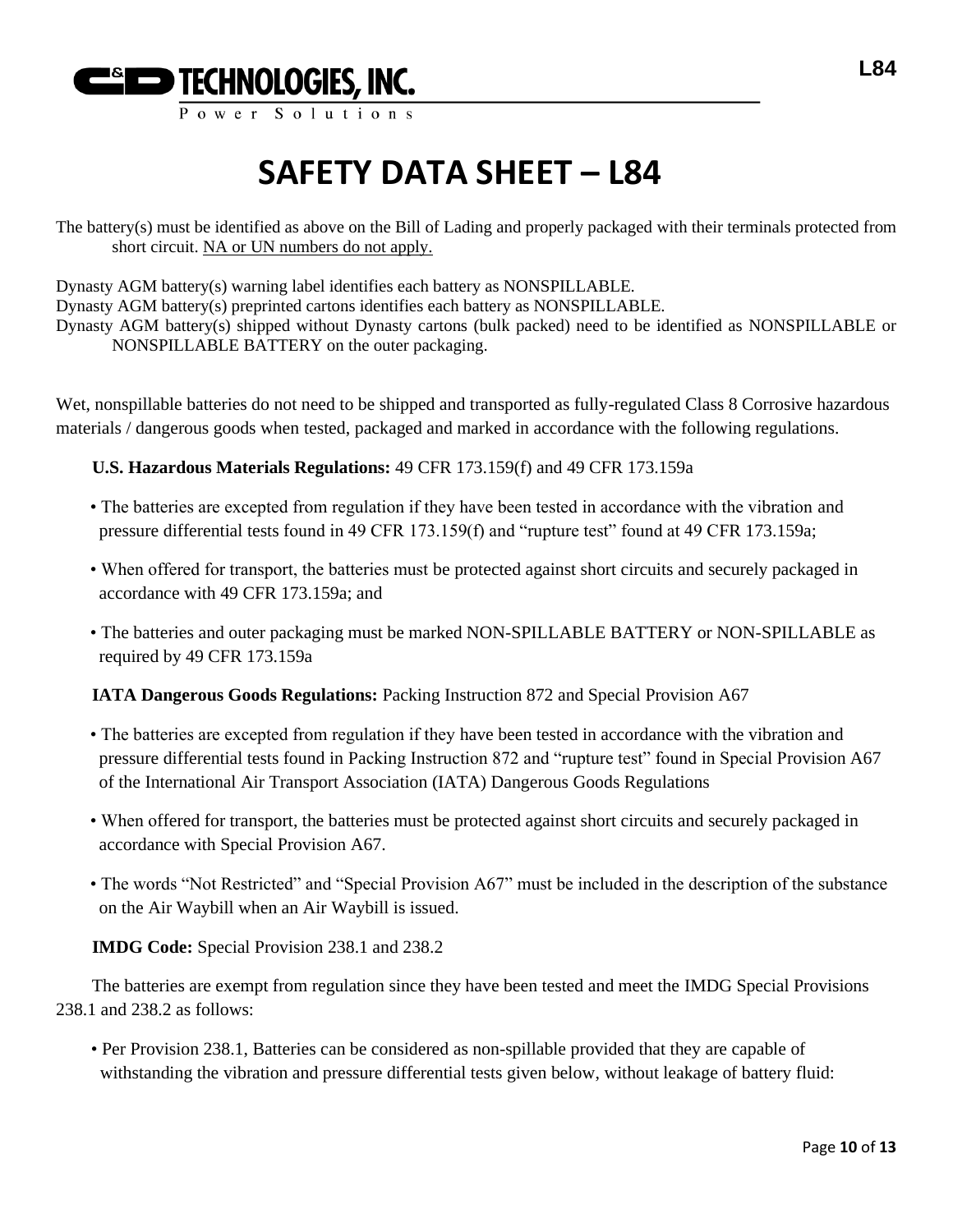# SAFETY DATA SHEET – L84

The battery(s) must be identified as above on the Bill of Lading and properly packaged with their terminals protected from short circuit. NA or UN numbers do not apply.

Dynasty AGM battery(s) warning label identifies each battery as NONSPILLABLE.
Dynasty AGM battery(s) preprinted cartons identifies each battery as NONSPILLABLE.
Dynasty AGM battery(s) shipped without Dynasty cartons (bulk packed) need to be identified as NONSPILLABLE or NONSPILLABLE BATTERY on the outer packaging.

Wet, nonspillable batteries do not need to be shipped and transported as fully-regulated Class 8 Corrosive hazardous materials / dangerous goods when tested, packaged and marked in accordance with the following regulations.

**U.S. Hazardous Materials Regulations:** 49 CFR 173.159(f) and 49 CFR 173.159a

- The batteries are excepted from regulation if they have been tested in accordance with the vibration and pressure differential tests found in 49 CFR 173.159(f) and "rupture test" found at 49 CFR 173.159a;
- When offered for transport, the batteries must be protected against short circuits and securely packaged in accordance with 49 CFR 173.159a; and
- The batteries and outer packaging must be marked NON-SPILLABLE BATTERY or NON-SPILLABLE as required by 49 CFR 173.159a

**IATA Dangerous Goods Regulations:** Packing Instruction 872 and Special Provision A67

- The batteries are excepted from regulation if they have been tested in accordance with the vibration and pressure differential tests found in Packing Instruction 872 and "rupture test" found in Special Provision A67 of the International Air Transport Association (IATA) Dangerous Goods Regulations
- When offered for transport, the batteries must be protected against short circuits and securely packaged in accordance with Special Provision A67.
- The words "Not Restricted" and "Special Provision A67" must be included in the description of the substance on the Air Waybill when an Air Waybill is issued.

**IMDG Code:** Special Provision 238.1 and 238.2

The batteries are exempt from regulation since they have been tested and meet the IMDG Special Provisions 238.1 and 238.2 as follows:

- Per Provision 238.1, Batteries can be considered as non-spillable provided that they are capable of withstanding the vibration and pressure differential tests given below, without leakage of battery fluid: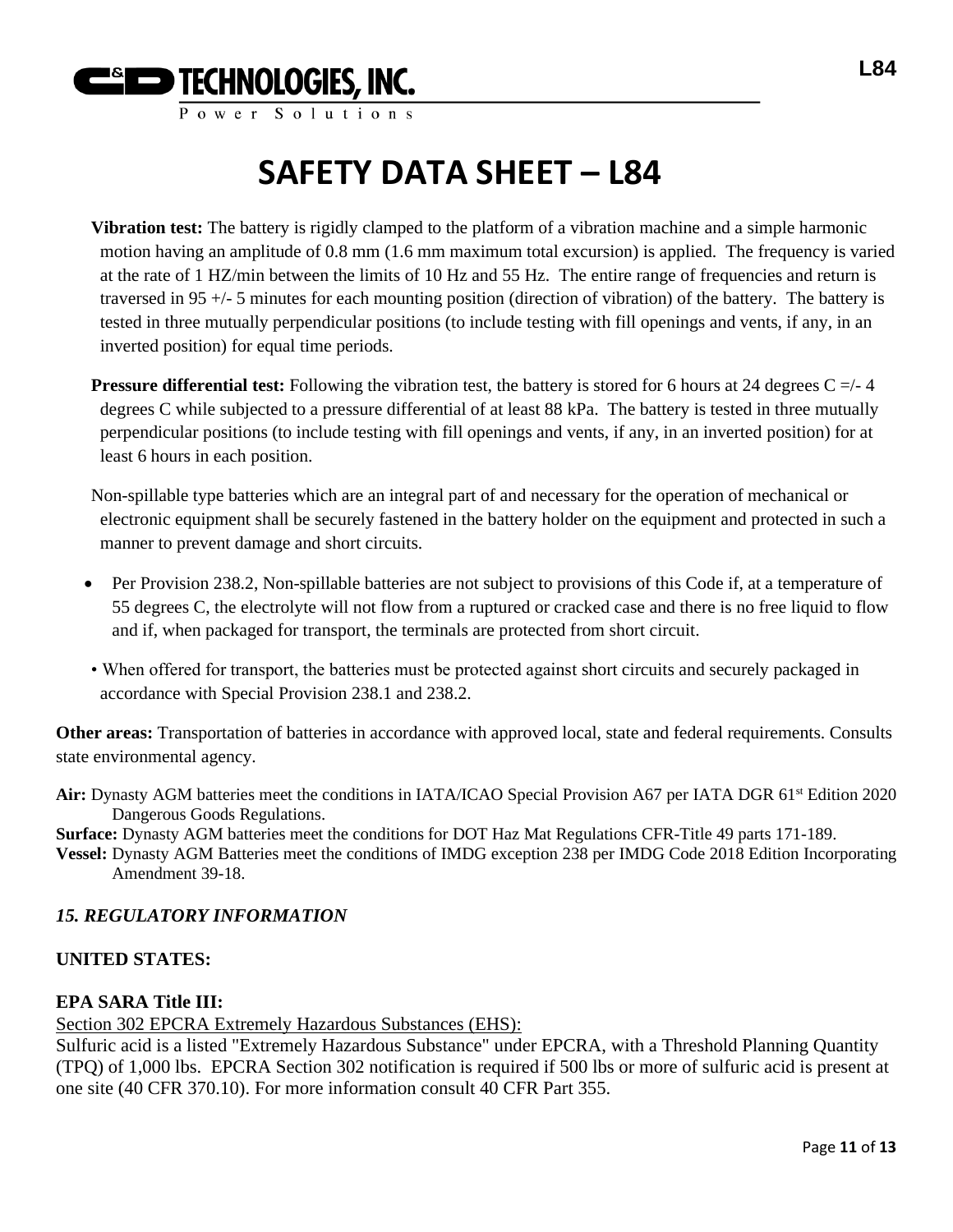**Vibration test:** The battery is rigidly clamped to the platform of a vibration machine and a simple harmonic motion having an amplitude of 0.8 mm (1.6 mm maximum total excursion) is applied. The frequency is varied at the rate of 1 HZ/min between the limits of 10 Hz and 55 Hz. The entire range of frequencies and return is traversed in 95 +/- 5 minutes for each mounting position (direction of vibration) of the battery. The battery is tested in three mutually perpendicular positions (to include testing with fill openings and vents, if any, in an inverted position) for equal time periods.

**Pressure differential test:** Following the vibration test, the battery is stored for 6 hours at 24 degrees C =/- 4 degrees C while subjected to a pressure differential of at least 88 kPa. The battery is tested in three mutually perpendicular positions (to include testing with fill openings and vents, if any, in an inverted position) for at least 6 hours in each position.

Non-spillable type batteries which are an integral part of and necessary for the operation of mechanical or electronic equipment shall be securely fastened in the battery holder on the equipment and protected in such a manner to prevent damage and short circuits.

- Per Provision 238.2, Non-spillable batteries are not subject to provisions of this Code if, at a temperature of 55 degrees C, the electrolyte will not flow from a ruptured or cracked case and there is no free liquid to flow and if, when packaged for transport, the terminals are protected from short circuit.
- When offered for transport, the batteries must be protected against short circuits and securely packaged in accordance with Special Provision 238.1 and 238.2.

**Other areas:** Transportation of batteries in accordance with approved local, state and federal requirements. Consults state environmental agency.

**Air:** Dynasty AGM batteries meet the conditions in IATA/ICAO Special Provision A67 per IATA DGR 61st Edition 2020 Dangerous Goods Regulations.
**Surface:** Dynasty AGM batteries meet the conditions for DOT Haz Mat Regulations CFR-Title 49 parts 171-189.
**Vessel:** Dynasty AGM Batteries meet the conditions of IMDG exception 238 per IMDG Code 2018 Edition Incorporating Amendment 39-18.

## *15. REGULATORY INFORMATION*

### UNITED STATES:

#### EPA SARA Title III:

Section 302 EPCRA Extremely Hazardous Substances (EHS):
Sulfuric acid is a listed "Extremely Hazardous Substance" under EPCRA, with a Threshold Planning Quantity (TPQ) of 1,000 lbs. EPCRA Section 302 notification is required if 500 lbs or more of sulfuric acid is present at one site (40 CFR 370.10). For more information consult 40 CFR Part 355.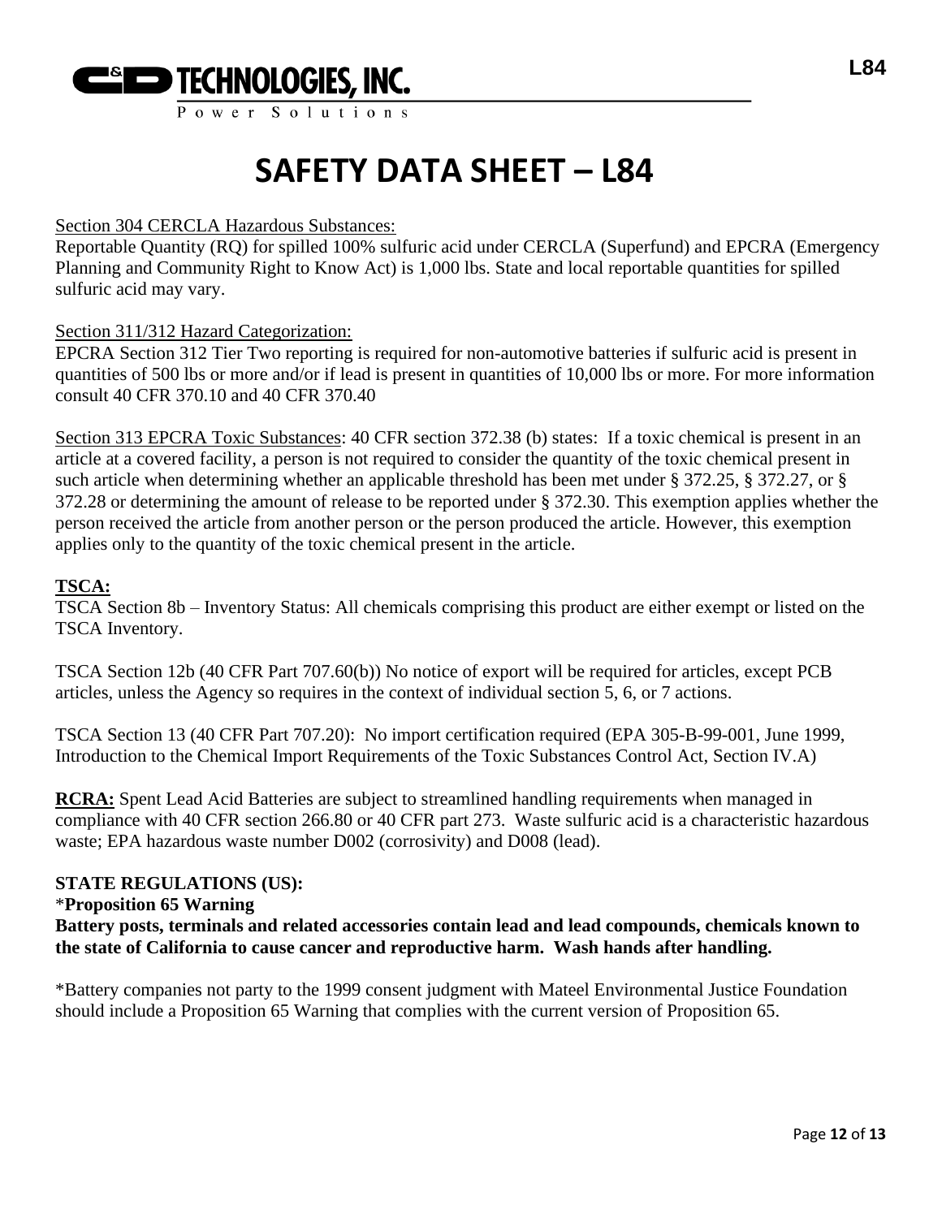# SAFETY DATA SHEET – L84

Section 304 CERCLA Hazardous Substances:
Reportable Quantity (RQ) for spilled 100% sulfuric acid under CERCLA (Superfund) and EPCRA (Emergency Planning and Community Right to Know Act) is 1,000 lbs. State and local reportable quantities for spilled sulfuric acid may vary.

Section 311/312 Hazard Categorization:
EPCRA Section 312 Tier Two reporting is required for non-automotive batteries if sulfuric acid is present in quantities of 500 lbs or more and/or if lead is present in quantities of 10,000 lbs or more. For more information consult 40 CFR 370.10 and 40 CFR 370.40

Section 313 EPCRA Toxic Substances: 40 CFR section 372.38 (b) states: If a toxic chemical is present in an article at a covered facility, a person is not required to consider the quantity of the toxic chemical present in such article when determining whether an applicable threshold has been met under § 372.25, § 372.27, or § 372.28 or determining the amount of release to be reported under § 372.30. This exemption applies whether the person received the article from another person or the person produced the article. However, this exemption applies only to the quantity of the toxic chemical present in the article.

**TSCA:**
TSCA Section 8b – Inventory Status: All chemicals comprising this product are either exempt or listed on the TSCA Inventory.

TSCA Section 12b (40 CFR Part 707.60(b)) No notice of export will be required for articles, except PCB articles, unless the Agency so requires in the context of individual section 5, 6, or 7 actions.

TSCA Section 13 (40 CFR Part 707.20): No import certification required (EPA 305-B-99-001, June 1999, Introduction to the Chemical Import Requirements of the Toxic Substances Control Act, Section IV.A)

**RCRA:** Spent Lead Acid Batteries are subject to streamlined handling requirements when managed in compliance with 40 CFR section 266.80 or 40 CFR part 273. Waste sulfuric acid is a characteristic hazardous waste; EPA hazardous waste number D002 (corrosivity) and D008 (lead).

**STATE REGULATIONS (US):**
*__Proposition 65 Warning__
**Battery posts, terminals and related accessories contain lead and lead compounds, chemicals known to the state of California to cause cancer and reproductive harm. Wash hands after handling.**

*Battery companies not party to the 1999 consent judgment with Mateel Environmental Justice Foundation should include a Proposition 65 Warning that complies with the current version of Proposition 65.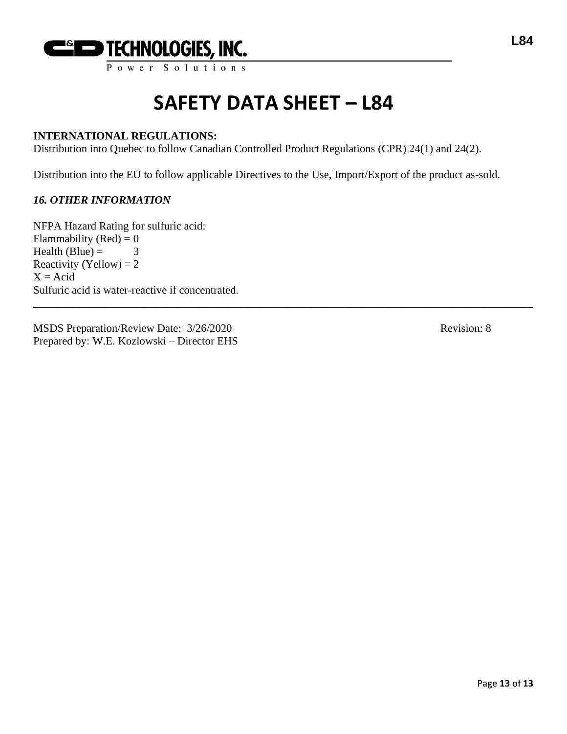# SAFETY DATA SHEET – L84

**INTERNATIONAL REGULATIONS:**
Distribution into Quebec to follow Canadian Controlled Product Regulations (CPR) 24(1) and 24(2).

Distribution into the EU to follow applicable Directives to the Use, Import/Export of the product as-sold.

***16. OTHER INFORMATION***

NFPA Hazard Rating for sulfuric acid:
Flammability (Red) = 0
Health (Blue) = 3
Reactivity (Yellow) = 2
X = Acid
Sulfuric acid is water-reactive if concentrated.

---

MSDS Preparation/Review Date: 3/26/2020 Revision: 8
Prepared by: W.E. Kozlowski – Director EHS